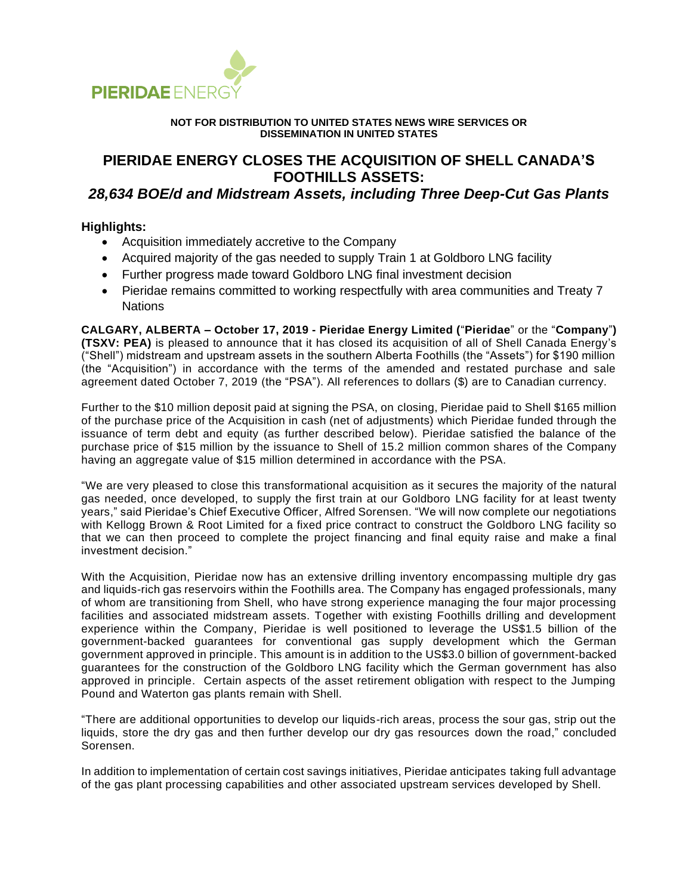PIERIDAE ENERGY

**NOT FOR DISTRIBUTION TO UNITED STATES NEWS WIRE SERVICES OR DISSEMINATION IN UNITED STATES**

# PIERIDAE ENERGY CLOSES THE ACQUISITION OF SHELL CANADA'S FOOTHILLS ASSETS:

## *28,634 BOE/d and Midstream Assets, including Three Deep-Cut Gas Plants*

### Highlights:

- Acquisition immediately accretive to the Company
- Acquired majority of the gas needed to supply Train 1 at Goldboro LNG facility
- Further progress made toward Goldboro LNG final investment decision
- Pieridae remains committed to working respectfully with area communities and Treaty 7 Nations

**CALGARY, ALBERTA – October 17, 2019 - Pieridae Energy Limited (**"**Pieridae**" or the "**Company**"**) (TSXV: PEA)** is pleased to announce that it has closed its acquisition of all of Shell Canada Energy's ("Shell") midstream and upstream assets in the southern Alberta Foothills (the "Assets") for $190 million (the "Acquisition") in accordance with the terms of the amended and restated purchase and sale agreement dated October 7, 2019 (the "PSA"). All references to dollars ($) are to Canadian currency.

Further to the $10 million deposit paid at signing the PSA, on closing, Pieridae paid to Shell $165 million of the purchase price of the Acquisition in cash (net of adjustments) which Pieridae funded through the issuance of term debt and equity (as further described below). Pieridae satisfied the balance of the purchase price of $15 million by the issuance to Shell of 15.2 million common shares of the Company having an aggregate value of $15 million determined in accordance with the PSA.

"We are very pleased to close this transformational acquisition as it secures the majority of the natural gas needed, once developed, to supply the first train at our Goldboro LNG facility for at least twenty years," said Pieridae's Chief Executive Officer, Alfred Sorensen. "We will now complete our negotiations with Kellogg Brown & Root Limited for a fixed price contract to construct the Goldboro LNG facility so that we can then proceed to complete the project financing and final equity raise and make a final investment decision."

With the Acquisition, Pieridae now has an extensive drilling inventory encompassing multiple dry gas and liquids-rich gas reservoirs within the Foothills area. The Company has engaged professionals, many of whom are transitioning from Shell, who have strong experience managing the four major processing facilities and associated midstream assets. Together with existing Foothills drilling and development experience within the Company, Pieridae is well positioned to leverage the US$1.5 billion of the government-backed guarantees for conventional gas supply development which the German government approved in principle. This amount is in addition to the US$3.0 billion of government-backed guarantees for the construction of the Goldboro LNG facility which the German government has also approved in principle. Certain aspects of the asset retirement obligation with respect to the Jumping Pound and Waterton gas plants remain with Shell.

"There are additional opportunities to develop our liquids-rich areas, process the sour gas, strip out the liquids, store the dry gas and then further develop our dry gas resources down the road," concluded Sorensen.

In addition to implementation of certain cost savings initiatives, Pieridae anticipates taking full advantage of the gas plant processing capabilities and other associated upstream services developed by Shell.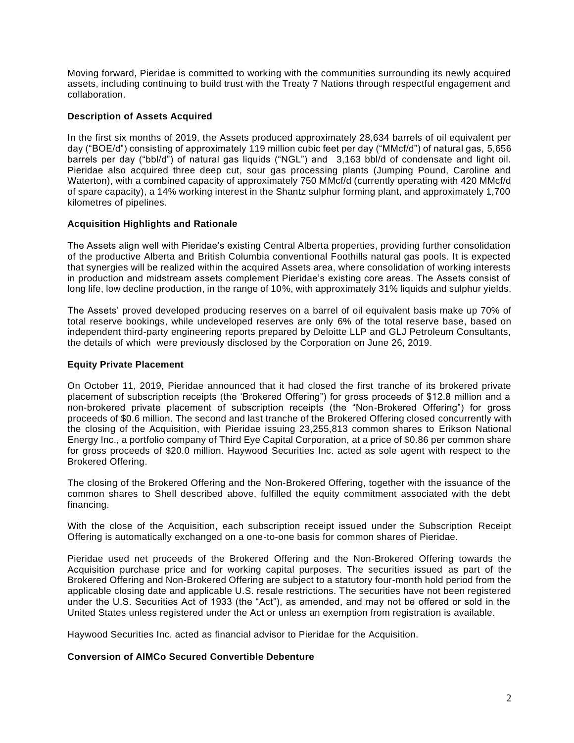Moving forward, Pieridae is committed to working with the communities surrounding its newly acquired assets, including continuing to build trust with the Treaty 7 Nations through respectful engagement and collaboration.

**Description of Assets Acquired**

In the first six months of 2019, the Assets produced approximately 28,634 barrels of oil equivalent per day ("BOE/d") consisting of approximately 119 million cubic feet per day ("MMcf/d") of natural gas, 5,656 barrels per day ("bbl/d") of natural gas liquids ("NGL") and 3,163 bbl/d of condensate and light oil. Pieridae also acquired three deep cut, sour gas processing plants (Jumping Pound, Caroline and Waterton), with a combined capacity of approximately 750 MMcf/d (currently operating with 420 MMcf/d of spare capacity), a 14% working interest in the Shantz sulphur forming plant, and approximately 1,700 kilometres of pipelines.

**Acquisition Highlights and Rationale**

The Assets align well with Pieridae's existing Central Alberta properties, providing further consolidation of the productive Alberta and British Columbia conventional Foothills natural gas pools. It is expected that synergies will be realized within the acquired Assets area, where consolidation of working interests in production and midstream assets complement Pieridae's existing core areas. The Assets consist of long life, low decline production, in the range of 10%, with approximately 31% liquids and sulphur yields.

The Assets' proved developed producing reserves on a barrel of oil equivalent basis make up 70% of total reserve bookings, while undeveloped reserves are only 6% of the total reserve base, based on independent third-party engineering reports prepared by Deloitte LLP and GLJ Petroleum Consultants, the details of which were previously disclosed by the Corporation on June 26, 2019.

**Equity Private Placement**

On October 11, 2019, Pieridae announced that it had closed the first tranche of its brokered private placement of subscription receipts (the 'Brokered Offering") for gross proceeds of $12.8 million and a non-brokered private placement of subscription receipts (the "Non-Brokered Offering") for gross proceeds of $0.6 million. The second and last tranche of the Brokered Offering closed concurrently with the closing of the Acquisition, with Pieridae issuing 23,255,813 common shares to Erikson National Energy Inc., a portfolio company of Third Eye Capital Corporation, at a price of $0.86 per common share for gross proceeds of $20.0 million. Haywood Securities Inc. acted as sole agent with respect to the Brokered Offering.

The closing of the Brokered Offering and the Non-Brokered Offering, together with the issuance of the common shares to Shell described above, fulfilled the equity commitment associated with the debt financing.

With the close of the Acquisition, each subscription receipt issued under the Subscription Receipt Offering is automatically exchanged on a one-to-one basis for common shares of Pieridae.

Pieridae used net proceeds of the Brokered Offering and the Non-Brokered Offering towards the Acquisition purchase price and for working capital purposes. The securities issued as part of the Brokered Offering and Non-Brokered Offering are subject to a statutory four-month hold period from the applicable closing date and applicable U.S. resale restrictions. The securities have not been registered under the U.S. Securities Act of 1933 (the "Act"), as amended, and may not be offered or sold in the United States unless registered under the Act or unless an exemption from registration is available.

Haywood Securities Inc. acted as financial advisor to Pieridae for the Acquisition.

**Conversion of AIMCo Secured Convertible Debenture**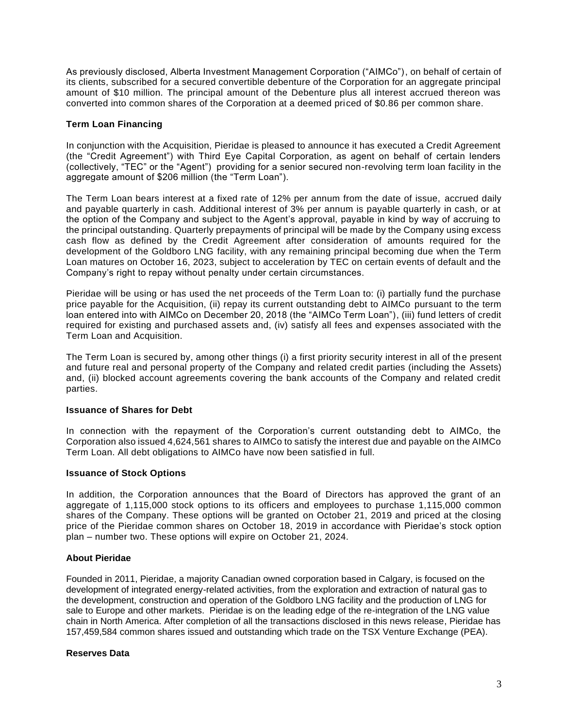As previously disclosed, Alberta Investment Management Corporation ("AIMCo"), on behalf of certain of its clients, subscribed for a secured convertible debenture of the Corporation for an aggregate principal amount of $10 million. The principal amount of the Debenture plus all interest accrued thereon was converted into common shares of the Corporation at a deemed priced of $0.86 per common share.

### Term Loan Financing

In conjunction with the Acquisition, Pieridae is pleased to announce it has executed a Credit Agreement (the "Credit Agreement") with Third Eye Capital Corporation, as agent on behalf of certain lenders (collectively, "TEC" or the "Agent") providing for a senior secured non-revolving term loan facility in the aggregate amount of $206 million (the "Term Loan").

The Term Loan bears interest at a fixed rate of 12% per annum from the date of issue, accrued daily and payable quarterly in cash. Additional interest of 3% per annum is payable quarterly in cash, or at the option of the Company and subject to the Agent's approval, payable in kind by way of accruing to the principal outstanding. Quarterly prepayments of principal will be made by the Company using excess cash flow as defined by the Credit Agreement after consideration of amounts required for the development of the Goldboro LNG facility, with any remaining principal becoming due when the Term Loan matures on October 16, 2023, subject to acceleration by TEC on certain events of default and the Company's right to repay without penalty under certain circumstances.

Pieridae will be using or has used the net proceeds of the Term Loan to: (i) partially fund the purchase price payable for the Acquisition, (ii) repay its current outstanding debt to AIMCo pursuant to the term loan entered into with AIMCo on December 20, 2018 (the "AIMCo Term Loan"), (iii) fund letters of credit required for existing and purchased assets and, (iv) satisfy all fees and expenses associated with the Term Loan and Acquisition.

The Term Loan is secured by, among other things (i) a first priority security interest in all of the present and future real and personal property of the Company and related credit parties (including the Assets) and, (ii) blocked account agreements covering the bank accounts of the Company and related credit parties.

### Issuance of Shares for Debt

In connection with the repayment of the Corporation's current outstanding debt to AIMCo, the Corporation also issued 4,624,561 shares to AIMCo to satisfy the interest due and payable on the AIMCo Term Loan. All debt obligations to AIMCo have now been satisfied in full.

### Issuance of Stock Options

In addition, the Corporation announces that the Board of Directors has approved the grant of an aggregate of 1,115,000 stock options to its officers and employees to purchase 1,115,000 common shares of the Company. These options will be granted on October 21, 2019 and priced at the closing price of the Pieridae common shares on October 18, 2019 in accordance with Pieridae's stock option plan – number two. These options will expire on October 21, 2024.

### About Pieridae

Founded in 2011, Pieridae, a majority Canadian owned corporation based in Calgary, is focused on the development of integrated energy-related activities, from the exploration and extraction of natural gas to the development, construction and operation of the Goldboro LNG facility and the production of LNG for sale to Europe and other markets. Pieridae is on the leading edge of the re-integration of the LNG value chain in North America. After completion of all the transactions disclosed in this news release, Pieridae has 157,459,584 common shares issued and outstanding which trade on the TSX Venture Exchange (PEA).

### Reserves Data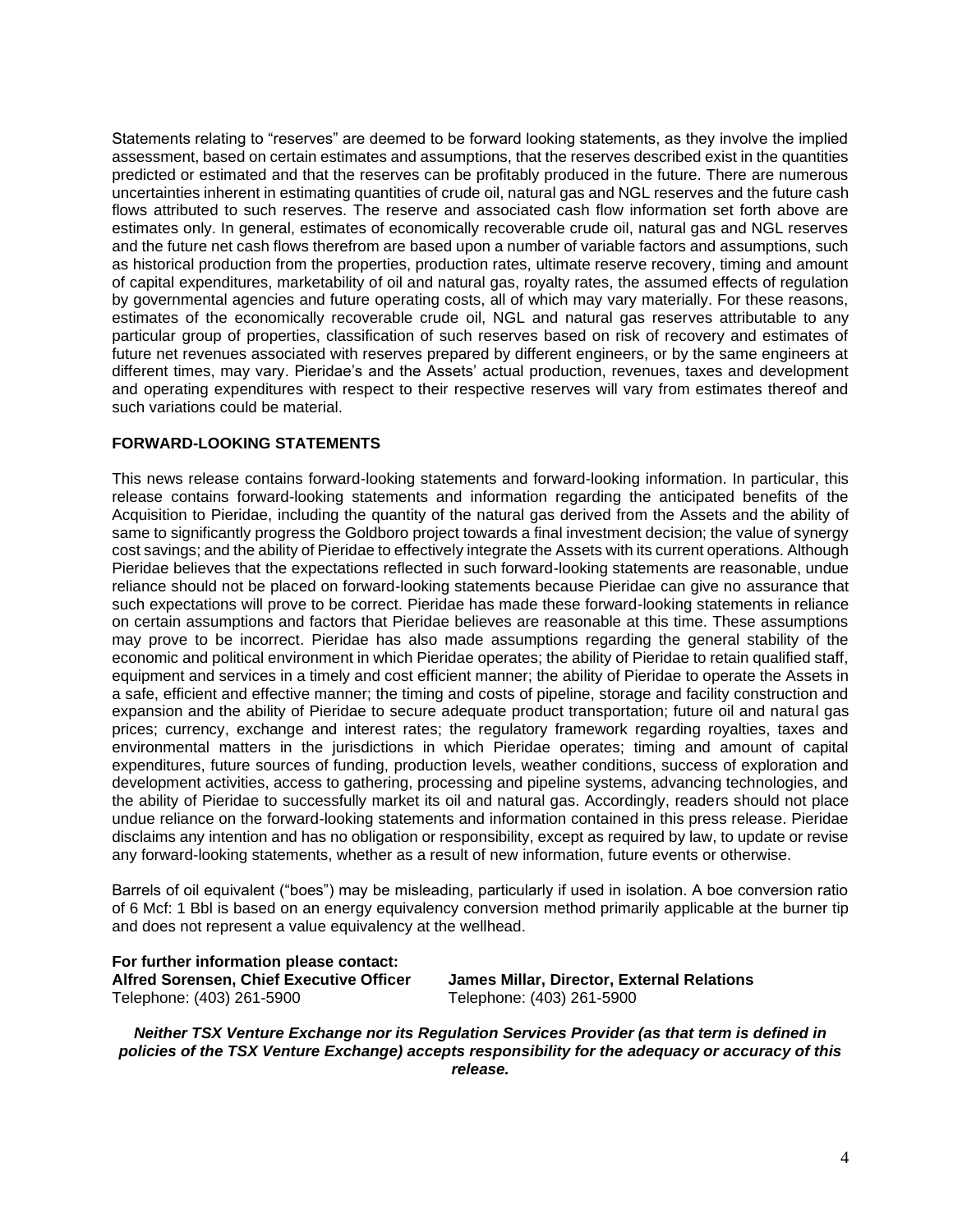Statements relating to "reserves" are deemed to be forward looking statements, as they involve the implied assessment, based on certain estimates and assumptions, that the reserves described exist in the quantities predicted or estimated and that the reserves can be profitably produced in the future. There are numerous uncertainties inherent in estimating quantities of crude oil, natural gas and NGL reserves and the future cash flows attributed to such reserves. The reserve and associated cash flow information set forth above are estimates only. In general, estimates of economically recoverable crude oil, natural gas and NGL reserves and the future net cash flows therefrom are based upon a number of variable factors and assumptions, such as historical production from the properties, production rates, ultimate reserve recovery, timing and amount of capital expenditures, marketability of oil and natural gas, royalty rates, the assumed effects of regulation by governmental agencies and future operating costs, all of which may vary materially. For these reasons, estimates of the economically recoverable crude oil, NGL and natural gas reserves attributable to any particular group of properties, classification of such reserves based on risk of recovery and estimates of future net revenues associated with reserves prepared by different engineers, or by the same engineers at different times, may vary. Pieridae's and the Assets' actual production, revenues, taxes and development and operating expenditures with respect to their respective reserves will vary from estimates thereof and such variations could be material.

**FORWARD-LOOKING STATEMENTS**

This news release contains forward-looking statements and forward-looking information. In particular, this release contains forward-looking statements and information regarding the anticipated benefits of the Acquisition to Pieridae, including the quantity of the natural gas derived from the Assets and the ability of same to significantly progress the Goldboro project towards a final investment decision; the value of synergy cost savings; and the ability of Pieridae to effectively integrate the Assets with its current operations. Although Pieridae believes that the expectations reflected in such forward-looking statements are reasonable, undue reliance should not be placed on forward-looking statements because Pieridae can give no assurance that such expectations will prove to be correct. Pieridae has made these forward-looking statements in reliance on certain assumptions and factors that Pieridae believes are reasonable at this time. These assumptions may prove to be incorrect. Pieridae has also made assumptions regarding the general stability of the economic and political environment in which Pieridae operates; the ability of Pieridae to retain qualified staff, equipment and services in a timely and cost efficient manner; the ability of Pieridae to operate the Assets in a safe, efficient and effective manner; the timing and costs of pipeline, storage and facility construction and expansion and the ability of Pieridae to secure adequate product transportation; future oil and natural gas prices; currency, exchange and interest rates; the regulatory framework regarding royalties, taxes and environmental matters in the jurisdictions in which Pieridae operates; timing and amount of capital expenditures, future sources of funding, production levels, weather conditions, success of exploration and development activities, access to gathering, processing and pipeline systems, advancing technologies, and the ability of Pieridae to successfully market its oil and natural gas. Accordingly, readers should not place undue reliance on the forward-looking statements and information contained in this press release. Pieridae disclaims any intention and has no obligation or responsibility, except as required by law, to update or revise any forward-looking statements, whether as a result of new information, future events or otherwise.

Barrels of oil equivalent ("boes") may be misleading, particularly if used in isolation. A boe conversion ratio of 6 Mcf: 1 Bbl is based on an energy equivalency conversion method primarily applicable at the burner tip and does not represent a value equivalency at the wellhead.

**For further information please contact:**

**Alfred Sorensen, Chief Executive Officer**
Telephone: (403) 261-5900

**James Millar, Director, External Relations**
Telephone: (403) 261-5900

***Neither TSX Venture Exchange nor its Regulation Services Provider (as that term is defined in policies of the TSX Venture Exchange) accepts responsibility for the adequacy or accuracy of this release.***